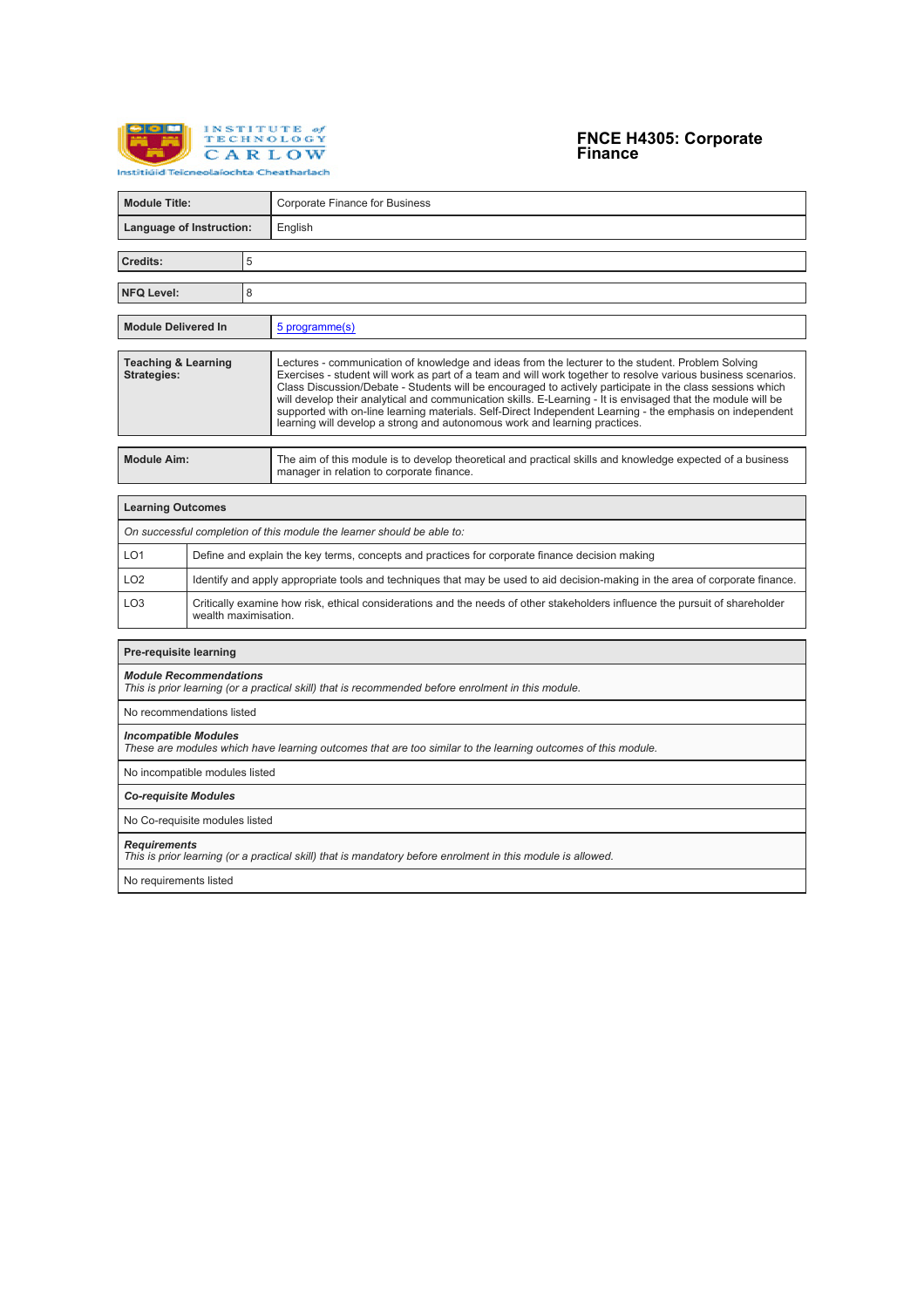Institute of Technology Carlow
Institiúid Teicneolaíochta Cheatharlach

# FNCE H4305: Corporate Finance

| Module Title: | Corporate Finance for Business |
|---|---|
| Language of Instruction: | English |

| Credits: | 5 |
|---|---|

| NFQ Level: | 8 |
|---|---|

| Module Delivered In | 5 programme(s) |
|---|---|

| Teaching & Learning Strategies: | Lectures - communication of knowledge and ideas from the lecturer to the student. Problem Solving Exercises - student will work as part of a team and will work together to resolve various business scenarios. Class Discussion/Debate - Students will be encouraged to actively participate in the class sessions which will develop their analytical and communication skills. E-Learning - It is envisaged that the module will be supported with on-line learning materials. Self-Direct Independent Learning - the emphasis on independent learning will develop a strong and autonomous work and learning practices. |
|---|---|

| Module Aim: | The aim of this module is to develop theoretical and practical skills and knowledge expected of a business manager in relation to corporate finance. |
|---|---|

| Learning Outcomes | |
|---|---|
| *On successful completion of this module the learner should be able to:* | |
| LO1 | Define and explain the key terms, concepts and practices for corporate finance decision making |
| LO2 | Identify and apply appropriate tools and techniques that may be used to aid decision-making in the area of corporate finance. |
| LO3 | Critically examine how risk, ethical considerations and the needs of other stakeholders influence the pursuit of shareholder wealth maximisation. |

| Pre-requisite learning |
|---|
| ***Module Recommendations***<br>*This is prior learning (or a practical skill) that is recommended before enrolment in this module.* |
| No recommendations listed |
| ***Incompatible Modules***<br>*These are modules which have learning outcomes that are too similar to the learning outcomes of this module.* |
| No incompatible modules listed |
| ***Co-requisite Modules*** |
| No Co-requisite modules listed |
| ***Requirements***<br>*This is prior learning (or a practical skill) that is mandatory before enrolment in this module is allowed.* |
| No requirements listed |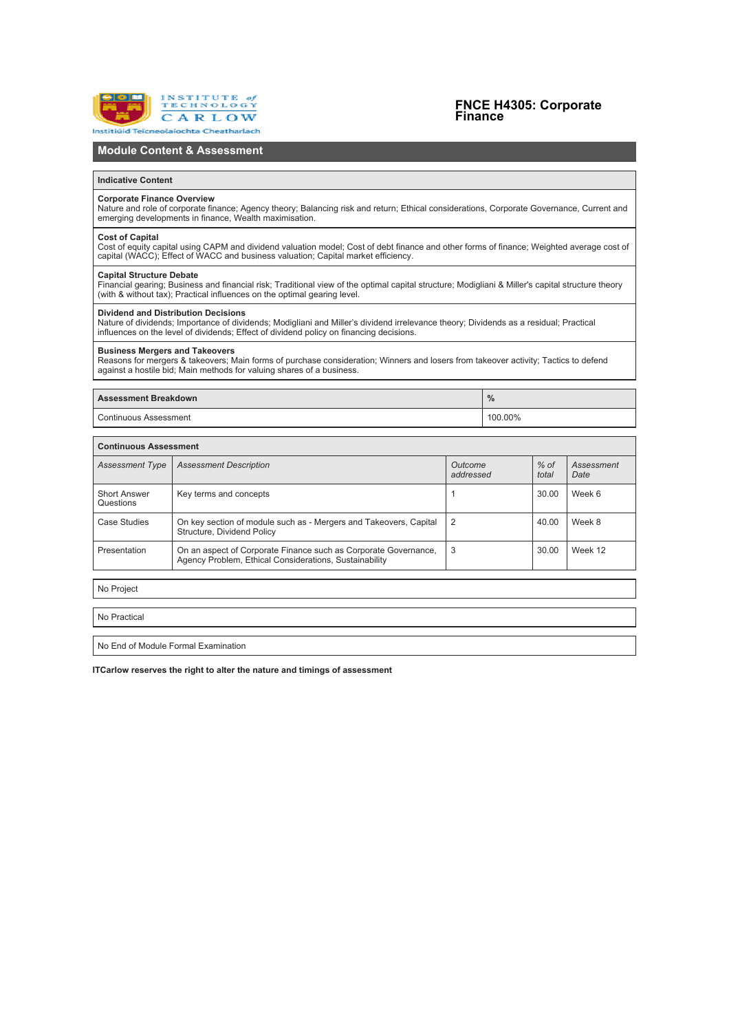# FNCE H4305: Corporate Finance

## Module Content & Assessment

| Indicative Content |
|---|
| **Corporate Finance Overview**<br>Nature and role of corporate finance; Agency theory; Balancing risk and return; Ethical considerations, Corporate Governance, Current and emerging developments in finance, Wealth maximisation. |
| **Cost of Capital**<br>Cost of equity capital using CAPM and dividend valuation model; Cost of debt finance and other forms of finance; Weighted average cost of capital (WACC); Effect of WACC and business valuation; Capital market efficiency. |
| **Capital Structure Debate**<br>Financial gearing; Business and financial risk; Traditional view of the optimal capital structure; Modigliani & Miller's capital structure theory (with & without tax); Practical influences on the optimal gearing level. |
| **Dividend and Distribution Decisions**<br>Nature of dividends; Importance of dividends; Modigliani and Miller's dividend irrelevance theory; Dividends as a residual; Practical influences on the level of dividends; Effect of dividend policy on financing decisions. |
| **Business Mergers and Takeovers**<br>Reasons for mergers & takeovers; Main forms of purchase consideration; Winners and losers from takeover activity; Tactics to defend against a hostile bid; Main methods for valuing shares of a business. |

| Assessment Breakdown | % |
|---|---|
| Continuous Assessment | 100.00% |

**Continuous Assessment**

| *Assessment Type* | *Assessment Description* | *Outcome addressed* | *% of total* | *Assessment Date* |
|---|---|---|---|---|
| Short Answer Questions | Key terms and concepts | 1 | 30.00 | Week 6 |
| Case Studies | On key section of module such as - Mergers and Takeovers, Capital Structure, Dividend Policy | 2 | 40.00 | Week 8 |
| Presentation | On an aspect of Corporate Finance such as Corporate Governance, Agency Problem, Ethical Considerations, Sustainability | 3 | 30.00 | Week 12 |

No Project

No Practical

No End of Module Formal Examination

**ITCarlow reserves the right to alter the nature and timings of assessment**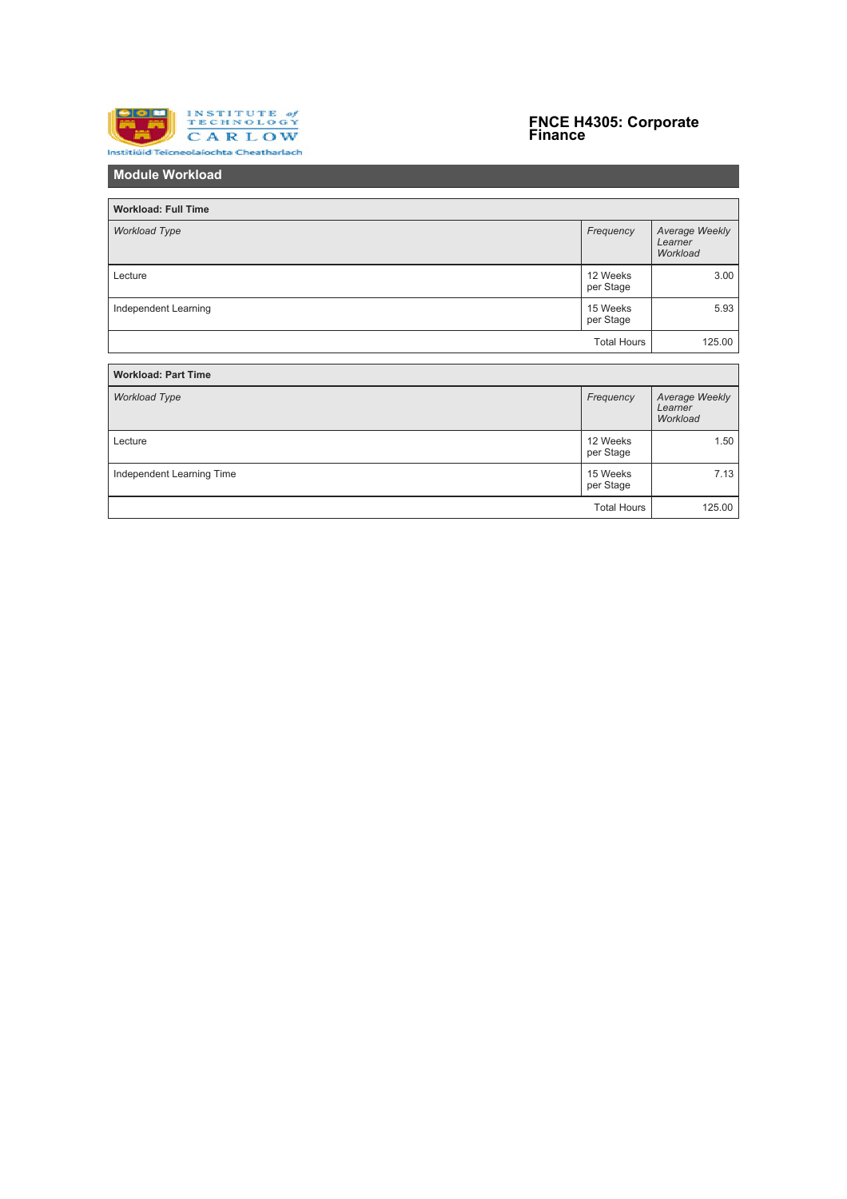# FNCE H4305: Corporate Finance

## Module Workload

| Workload: Full Time | | |
|---|---|---|
| *Workload Type* | *Frequency* | *Average Weekly Learner Workload* |
| Lecture | 12 Weeks per Stage | 3.00 |
| Independent Learning | 15 Weeks per Stage | 5.93 |
| | Total Hours | 125.00 |

| Workload: Part Time | | |
|---|---|---|
| *Workload Type* | *Frequency* | *Average Weekly Learner Workload* |
| Lecture | 12 Weeks per Stage | 1.50 |
| Independent Learning Time | 15 Weeks per Stage | 7.13 |
| | Total Hours | 125.00 |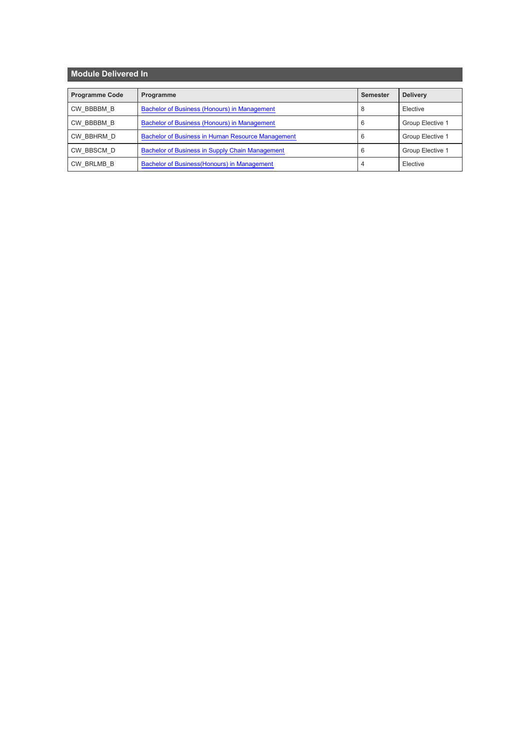## Module Delivered In

| Programme Code | Programme | Semester | Delivery |
|---|---|---|---|
| CW_BBBBM_B | Bachelor of Business (Honours) in Management | 8 | Elective |
| CW_BBBBM_B | Bachelor of Business (Honours) in Management | 6 | Group Elective 1 |
| CW_BBHRM_D | Bachelor of Business in Human Resource Management | 6 | Group Elective 1 |
| CW_BBSCM_D | Bachelor of Business in Supply Chain Management | 6 | Group Elective 1 |
| CW_BRLMB_B | Bachelor of Business(Honours) in Management | 4 | Elective |